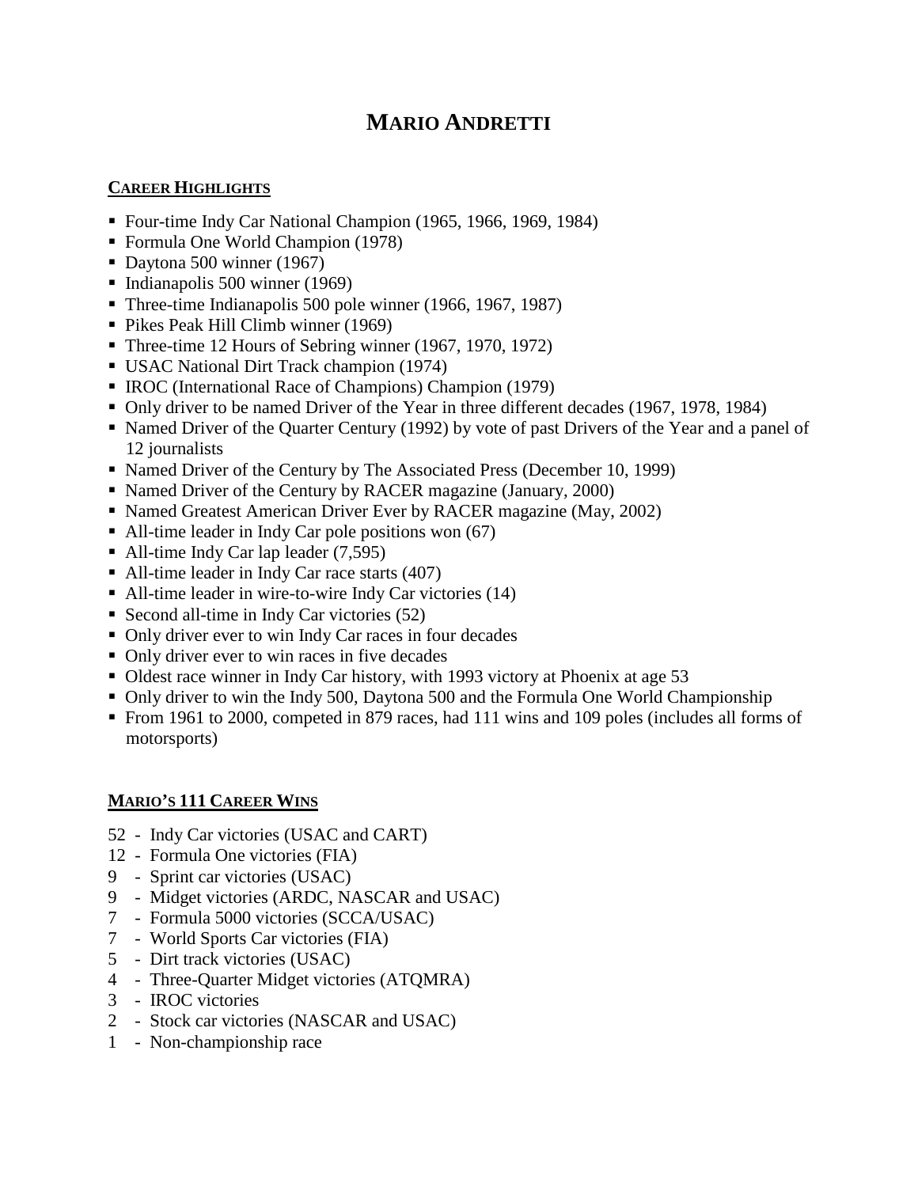# MARIO ANDRETTI

## CAREER HIGHLIGHTS

- Four-time Indy Car National Champion (1965, 1966, 1969, 1984)
- Formula One World Champion (1978)
- Daytona 500 winner (1967)
- Indianapolis 500 winner (1969)
- Three-time Indianapolis 500 pole winner (1966, 1967, 1987)
- Pikes Peak Hill Climb winner (1969)
- Three-time 12 Hours of Sebring winner (1967, 1970, 1972)
- USAC National Dirt Track champion (1974)
- IROC (International Race of Champions) Champion (1979)
- Only driver to be named Driver of the Year in three different decades (1967, 1978, 1984)
- Named Driver of the Quarter Century (1992) by vote of past Drivers of the Year and a panel of 12 journalists
- Named Driver of the Century by The Associated Press (December 10, 1999)
- Named Driver of the Century by RACER magazine (January, 2000)
- Named Greatest American Driver Ever by RACER magazine (May, 2002)
- All-time leader in Indy Car pole positions won (67)
- All-time Indy Car lap leader (7,595)
- All-time leader in Indy Car race starts (407)
- All-time leader in wire-to-wire Indy Car victories (14)
- Second all-time in Indy Car victories (52)
- Only driver ever to win Indy Car races in four decades
- Only driver ever to win races in five decades
- Oldest race winner in Indy Car history, with 1993 victory at Phoenix at age 53
- Only driver to win the Indy 500, Daytona 500 and the Formula One World Championship
- From 1961 to 2000, competed in 879 races, had 111 wins and 109 poles (includes all forms of motorsports)

## MARIO'S 111 CAREER WINS

52 - Indy Car victories (USAC and CART)
12 - Formula One victories (FIA)
9 - Sprint car victories (USAC)
9 - Midget victories (ARDC, NASCAR and USAC)
7 - Formula 5000 victories (SCCA/USAC)
7 - World Sports Car victories (FIA)
5 - Dirt track victories (USAC)
4 - Three-Quarter Midget victories (ATQMRA)
3 - IROC victories
2 - Stock car victories (NASCAR and USAC)
1 - Non-championship race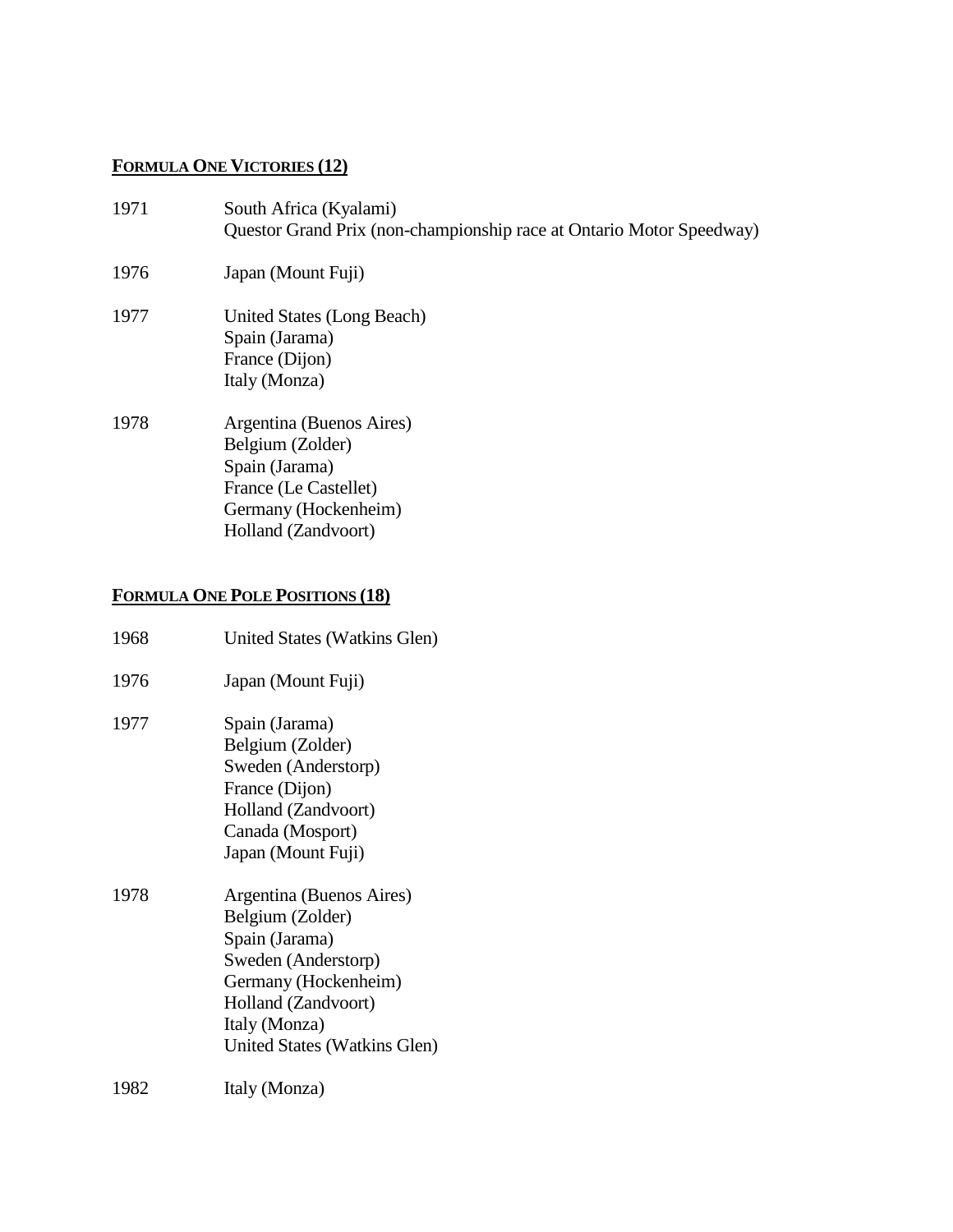## **FORMULA ONE VICTORIES (12)**

1971 South Africa (Kyalami)
Questor Grand Prix (non-championship race at Ontario Motor Speedway)

1976 Japan (Mount Fuji)

1977 United States (Long Beach)
Spain (Jarama)
France (Dijon)
Italy (Monza)

1978 Argentina (Buenos Aires)
Belgium (Zolder)
Spain (Jarama)
France (Le Castellet)
Germany (Hockenheim)
Holland (Zandvoort)

## **FORMULA ONE POLE POSITIONS (18)**

1968 United States (Watkins Glen)

1976 Japan (Mount Fuji)

1977 Spain (Jarama)
Belgium (Zolder)
Sweden (Anderstorp)
France (Dijon)
Holland (Zandvoort)
Canada (Mosport)
Japan (Mount Fuji)

1978 Argentina (Buenos Aires)
Belgium (Zolder)
Spain (Jarama)
Sweden (Anderstorp)
Germany (Hockenheim)
Holland (Zandvoort)
Italy (Monza)
United States (Watkins Glen)

1982 Italy (Monza)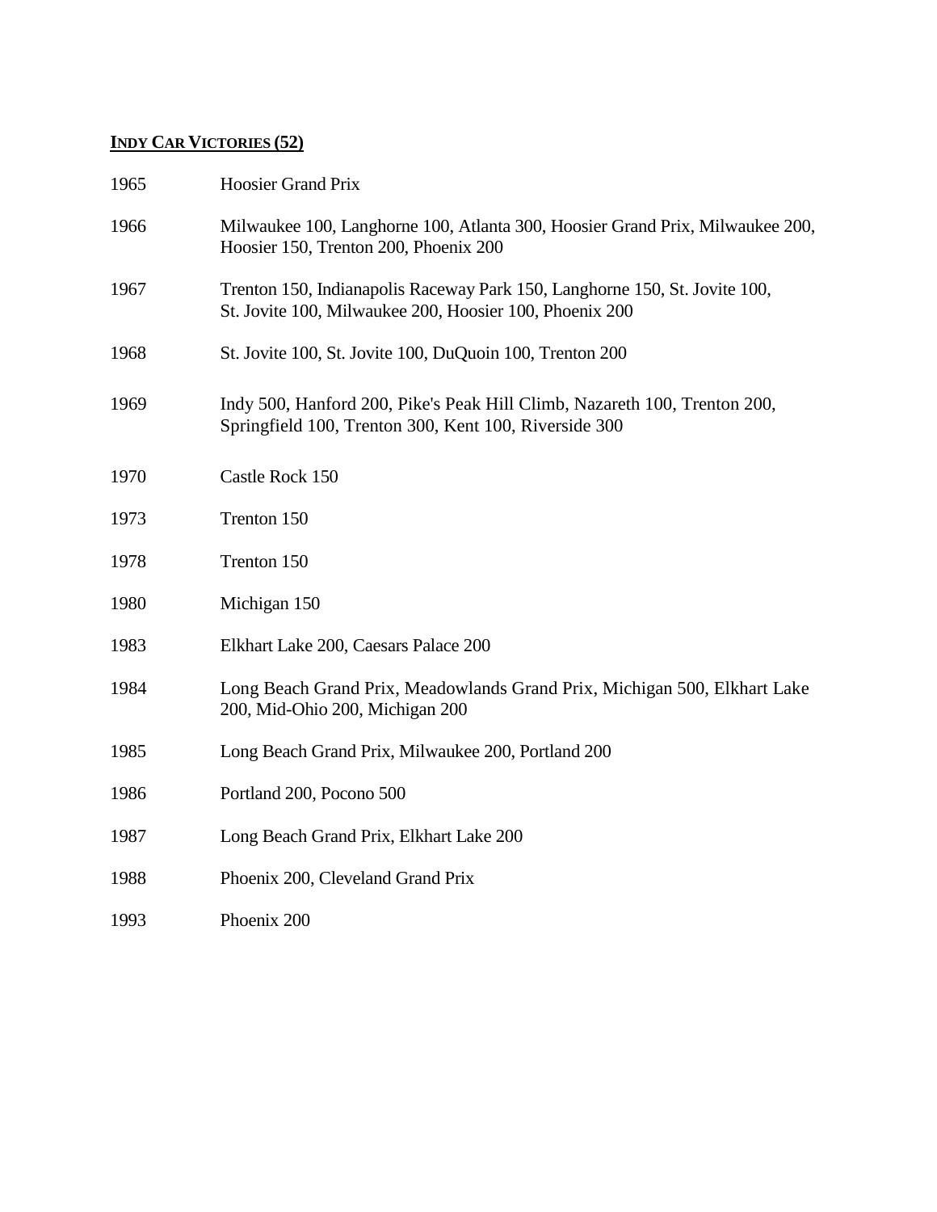## Indy Car Victories (52)

| | |
|---|---|
| 1965 | Hoosier Grand Prix |
| 1966 | Milwaukee 100, Langhorne 100, Atlanta 300, Hoosier Grand Prix, Milwaukee 200, Hoosier 150, Trenton 200, Phoenix 200 |
| 1967 | Trenton 150, Indianapolis Raceway Park 150, Langhorne 150, St. Jovite 100, St. Jovite 100, Milwaukee 200, Hoosier 100, Phoenix 200 |
| 1968 | St. Jovite 100, St. Jovite 100, DuQuoin 100, Trenton 200 |
| 1969 | Indy 500, Hanford 200, Pike's Peak Hill Climb, Nazareth 100, Trenton 200, Springfield 100, Trenton 300, Kent 100, Riverside 300 |
| 1970 | Castle Rock 150 |
| 1973 | Trenton 150 |
| 1978 | Trenton 150 |
| 1980 | Michigan 150 |
| 1983 | Elkhart Lake 200, Caesars Palace 200 |
| 1984 | Long Beach Grand Prix, Meadowlands Grand Prix, Michigan 500, Elkhart Lake 200, Mid-Ohio 200, Michigan 200 |
| 1985 | Long Beach Grand Prix, Milwaukee 200, Portland 200 |
| 1986 | Portland 200, Pocono 500 |
| 1987 | Long Beach Grand Prix, Elkhart Lake 200 |
| 1988 | Phoenix 200, Cleveland Grand Prix |
| 1993 | Phoenix 200 |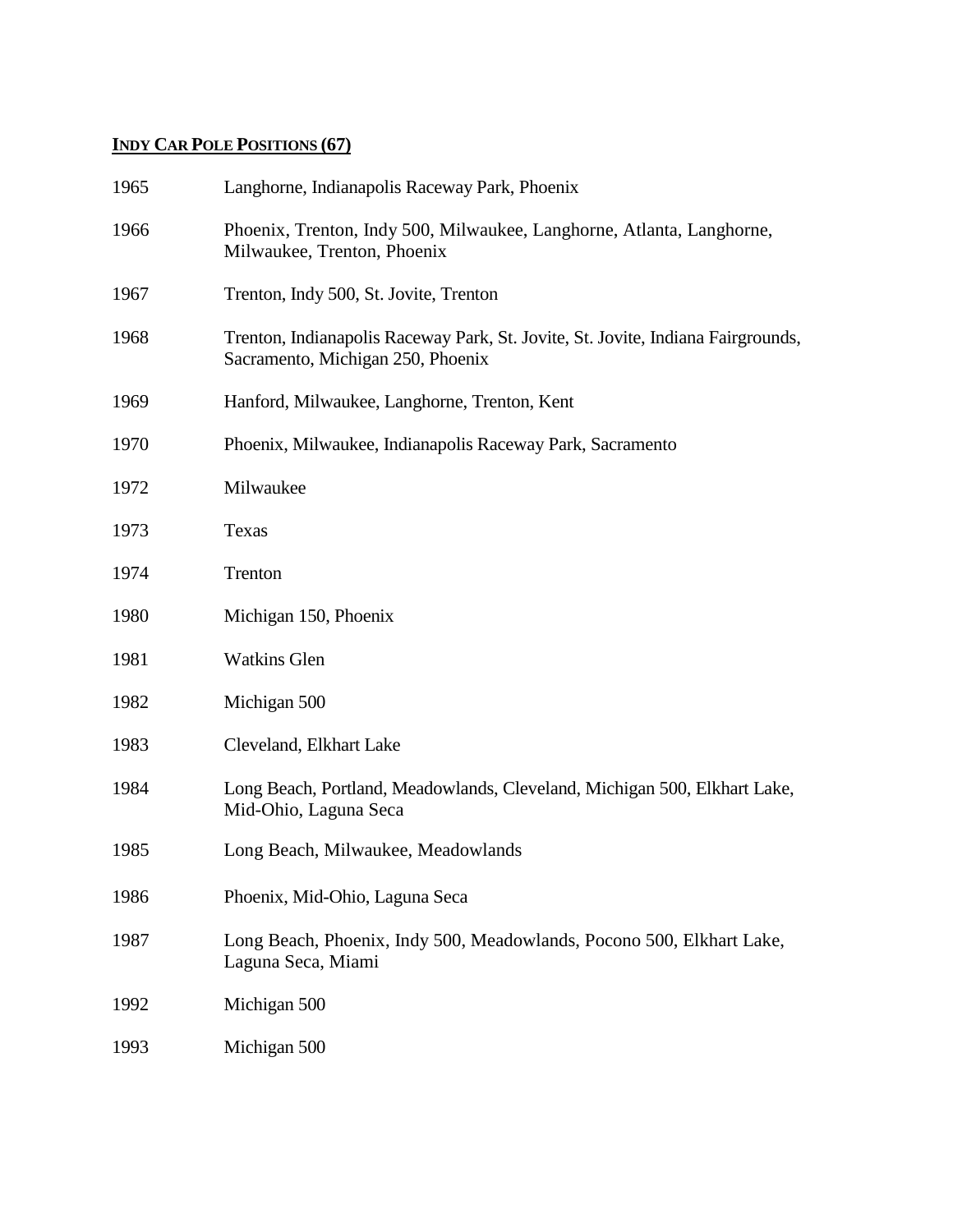**<u>INDY CAR POLE POSITIONS (67)</u>**

| | |
|---|---|
| 1965 | Langhorne, Indianapolis Raceway Park, Phoenix |
| 1966 | Phoenix, Trenton, Indy 500, Milwaukee, Langhorne, Atlanta, Langhorne, Milwaukee, Trenton, Phoenix |
| 1967 | Trenton, Indy 500, St. Jovite, Trenton |
| 1968 | Trenton, Indianapolis Raceway Park, St. Jovite, St. Jovite, Indiana Fairgrounds, Sacramento, Michigan 250, Phoenix |
| 1969 | Hanford, Milwaukee, Langhorne, Trenton, Kent |
| 1970 | Phoenix, Milwaukee, Indianapolis Raceway Park, Sacramento |
| 1972 | Milwaukee |
| 1973 | Texas |
| 1974 | Trenton |
| 1980 | Michigan 150, Phoenix |
| 1981 | Watkins Glen |
| 1982 | Michigan 500 |
| 1983 | Cleveland, Elkhart Lake |
| 1984 | Long Beach, Portland, Meadowlands, Cleveland, Michigan 500, Elkhart Lake, Mid-Ohio, Laguna Seca |
| 1985 | Long Beach, Milwaukee, Meadowlands |
| 1986 | Phoenix, Mid-Ohio, Laguna Seca |
| 1987 | Long Beach, Phoenix, Indy 500, Meadowlands, Pocono 500, Elkhart Lake, Laguna Seca, Miami |
| 1992 | Michigan 500 |
| 1993 | Michigan 500 |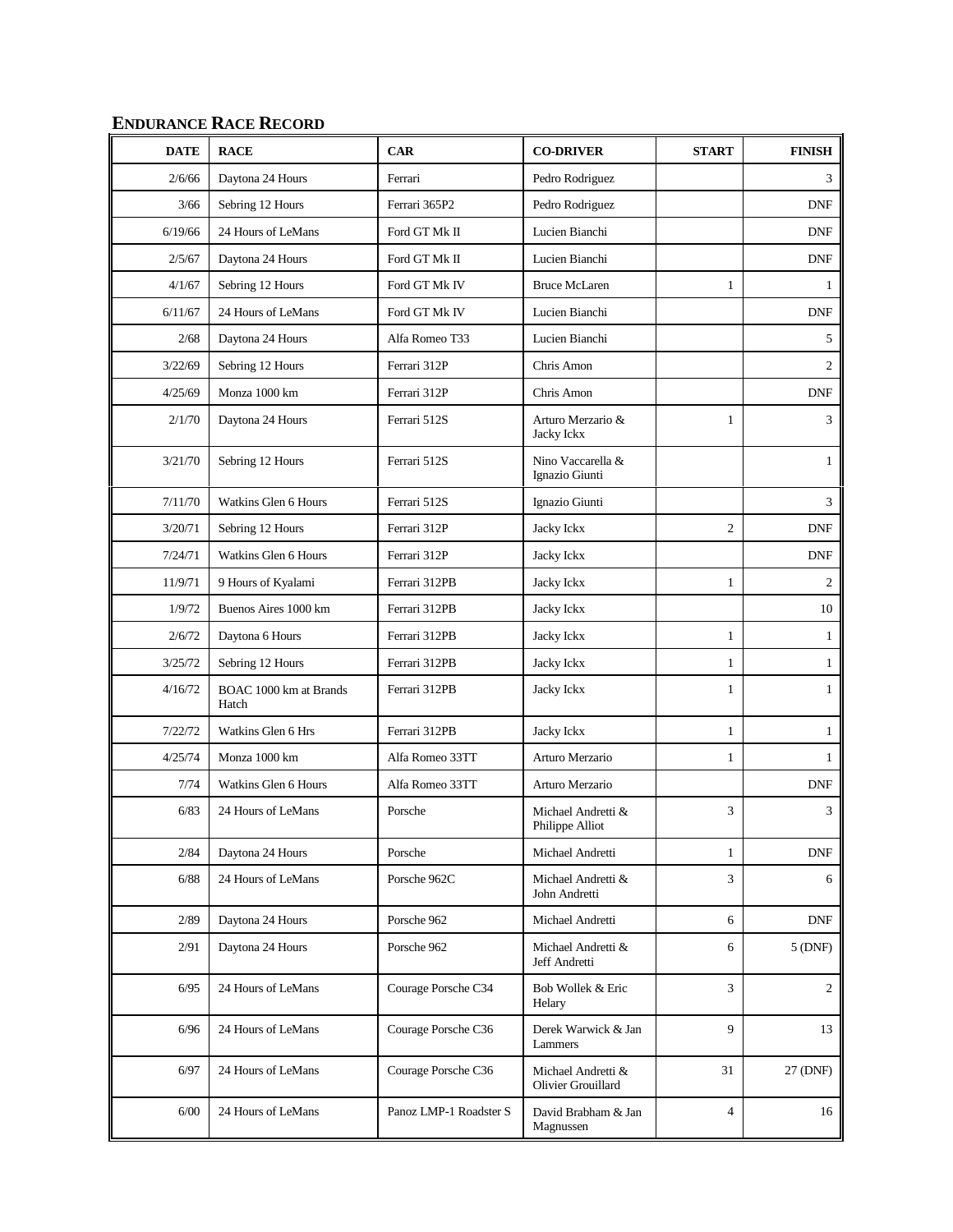## ENDURANCE RACE RECORD

| DATE | RACE | CAR | CO-DRIVER | START | FINISH |
|---|---|---|---|---|---|
| 2/6/66 | Daytona 24 Hours | Ferrari | Pedro Rodriguez | | 3 |
| 3/66 | Sebring 12 Hours | Ferrari 365P2 | Pedro Rodriguez | | DNF |
| 6/19/66 | 24 Hours of LeMans | Ford GT Mk II | Lucien Bianchi | | DNF |
| 2/5/67 | Daytona 24 Hours | Ford GT Mk II | Lucien Bianchi | | DNF |
| 4/1/67 | Sebring 12 Hours | Ford GT Mk IV | Bruce McLaren | 1 | 1 |
| 6/11/67 | 24 Hours of LeMans | Ford GT Mk IV | Lucien Bianchi | | DNF |
| 2/68 | Daytona 24 Hours | Alfa Romeo T33 | Lucien Bianchi | | 5 |
| 3/22/69 | Sebring 12 Hours | Ferrari 312P | Chris Amon | | 2 |
| 4/25/69 | Monza 1000 km | Ferrari 312P | Chris Amon | | DNF |
| 2/1/70 | Daytona 24 Hours | Ferrari 512S | Arturo Merzario & Jacky Ickx | 1 | 3 |
| 3/21/70 | Sebring 12 Hours | Ferrari 512S | Nino Vaccarella & Ignazio Giunti | | 1 |
| 7/11/70 | Watkins Glen 6 Hours | Ferrari 512S | Ignazio Giunti | | 3 |
| 3/20/71 | Sebring 12 Hours | Ferrari 312P | Jacky Ickx | 2 | DNF |
| 7/24/71 | Watkins Glen 6 Hours | Ferrari 312P | Jacky Ickx | | DNF |
| 11/9/71 | 9 Hours of Kyalami | Ferrari 312PB | Jacky Ickx | 1 | 2 |
| 1/9/72 | Buenos Aires 1000 km | Ferrari 312PB | Jacky Ickx | | 10 |
| 2/6/72 | Daytona 6 Hours | Ferrari 312PB | Jacky Ickx | 1 | 1 |
| 3/25/72 | Sebring 12 Hours | Ferrari 312PB | Jacky Ickx | 1 | 1 |
| 4/16/72 | BOAC 1000 km at Brands Hatch | Ferrari 312PB | Jacky Ickx | 1 | 1 |
| 7/22/72 | Watkins Glen 6 Hrs | Ferrari 312PB | Jacky Ickx | 1 | 1 |
| 4/25/74 | Monza 1000 km | Alfa Romeo 33TT | Arturo Merzario | 1 | 1 |
| 7/74 | Watkins Glen 6 Hours | Alfa Romeo 33TT | Arturo Merzario | | DNF |
| 6/83 | 24 Hours of LeMans | Porsche | Michael Andretti & Philippe Alliot | 3 | 3 |
| 2/84 | Daytona 24 Hours | Porsche | Michael Andretti | 1 | DNF |
| 6/88 | 24 Hours of LeMans | Porsche 962C | Michael Andretti & John Andretti | 3 | 6 |
| 2/89 | Daytona 24 Hours | Porsche 962 | Michael Andretti | 6 | DNF |
| 2/91 | Daytona 24 Hours | Porsche 962 | Michael Andretti & Jeff Andretti | 6 | 5 (DNF) |
| 6/95 | 24 Hours of LeMans | Courage Porsche C34 | Bob Wollek & Eric Helary | 3 | 2 |
| 6/96 | 24 Hours of LeMans | Courage Porsche C36 | Derek Warwick & Jan Lammers | 9 | 13 |
| 6/97 | 24 Hours of LeMans | Courage Porsche C36 | Michael Andretti & Olivier Grouillard | 31 | 27 (DNF) |
| 6/00 | 24 Hours of LeMans | Panoz LMP-1 Roadster S | David Brabham & Jan Magnussen | 4 | 16 |